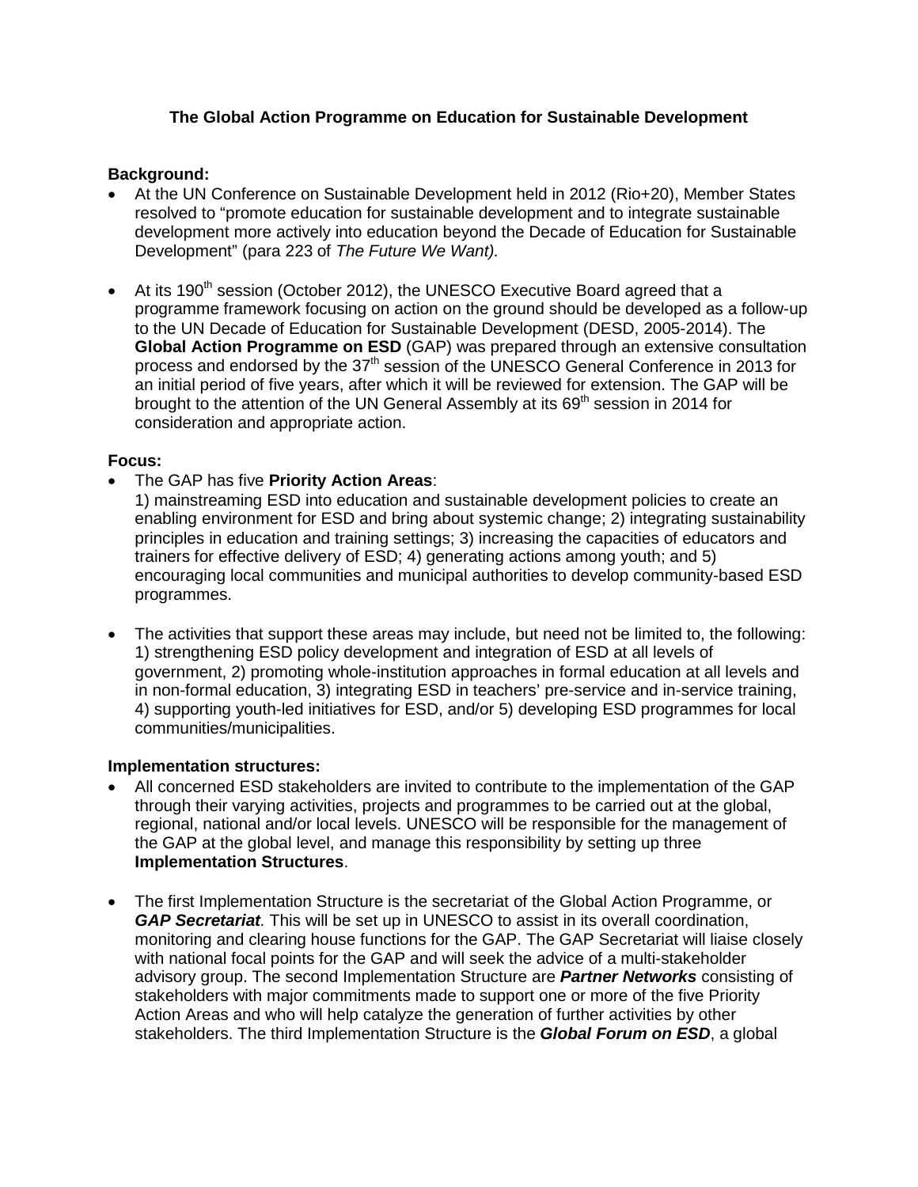# The Global Action Programme on Education for Sustainable Development

**Background:**

- At the UN Conference on Sustainable Development held in 2012 (Rio+20), Member States resolved to "promote education for sustainable development and to integrate sustainable development more actively into education beyond the Decade of Education for Sustainable Development" (para 223 of *The Future We Want).*

- At its 190th session (October 2012), the UNESCO Executive Board agreed that a programme framework focusing on action on the ground should be developed as a follow-up to the UN Decade of Education for Sustainable Development (DESD, 2005-2014). The **Global Action Programme on ESD** (GAP) was prepared through an extensive consultation process and endorsed by the 37th session of the UNESCO General Conference in 2013 for an initial period of five years, after which it will be reviewed for extension. The GAP will be brought to the attention of the UN General Assembly at its 69th session in 2014 for consideration and appropriate action.

**Focus:**

- The GAP has five **Priority Action Areas**:
  1) mainstreaming ESD into education and sustainable development policies to create an enabling environment for ESD and bring about systemic change; 2) integrating sustainability principles in education and training settings; 3) increasing the capacities of educators and trainers for effective delivery of ESD; 4) generating actions among youth; and 5) encouraging local communities and municipal authorities to develop community-based ESD programmes.

- The activities that support these areas may include, but need not be limited to, the following: 1) strengthening ESD policy development and integration of ESD at all levels of government, 2) promoting whole-institution approaches in formal education at all levels and in non-formal education, 3) integrating ESD in teachers' pre-service and in-service training, 4) supporting youth-led initiatives for ESD, and/or 5) developing ESD programmes for local communities/municipalities.

**Implementation structures:**

- All concerned ESD stakeholders are invited to contribute to the implementation of the GAP through their varying activities, projects and programmes to be carried out at the global, regional, national and/or local levels. UNESCO will be responsible for the management of the GAP at the global level, and manage this responsibility by setting up three **Implementation Structures**.

- The first Implementation Structure is the secretariat of the Global Action Programme, or ***GAP Secretariat****.* This will be set up in UNESCO to assist in its overall coordination, monitoring and clearing house functions for the GAP. The GAP Secretariat will liaise closely with national focal points for the GAP and will seek the advice of a multi-stakeholder advisory group. The second Implementation Structure are ***Partner Networks*** consisting of stakeholders with major commitments made to support one or more of the five Priority Action Areas and who will help catalyze the generation of further activities by other stakeholders. The third Implementation Structure is the ***Global Forum on ESD***, a global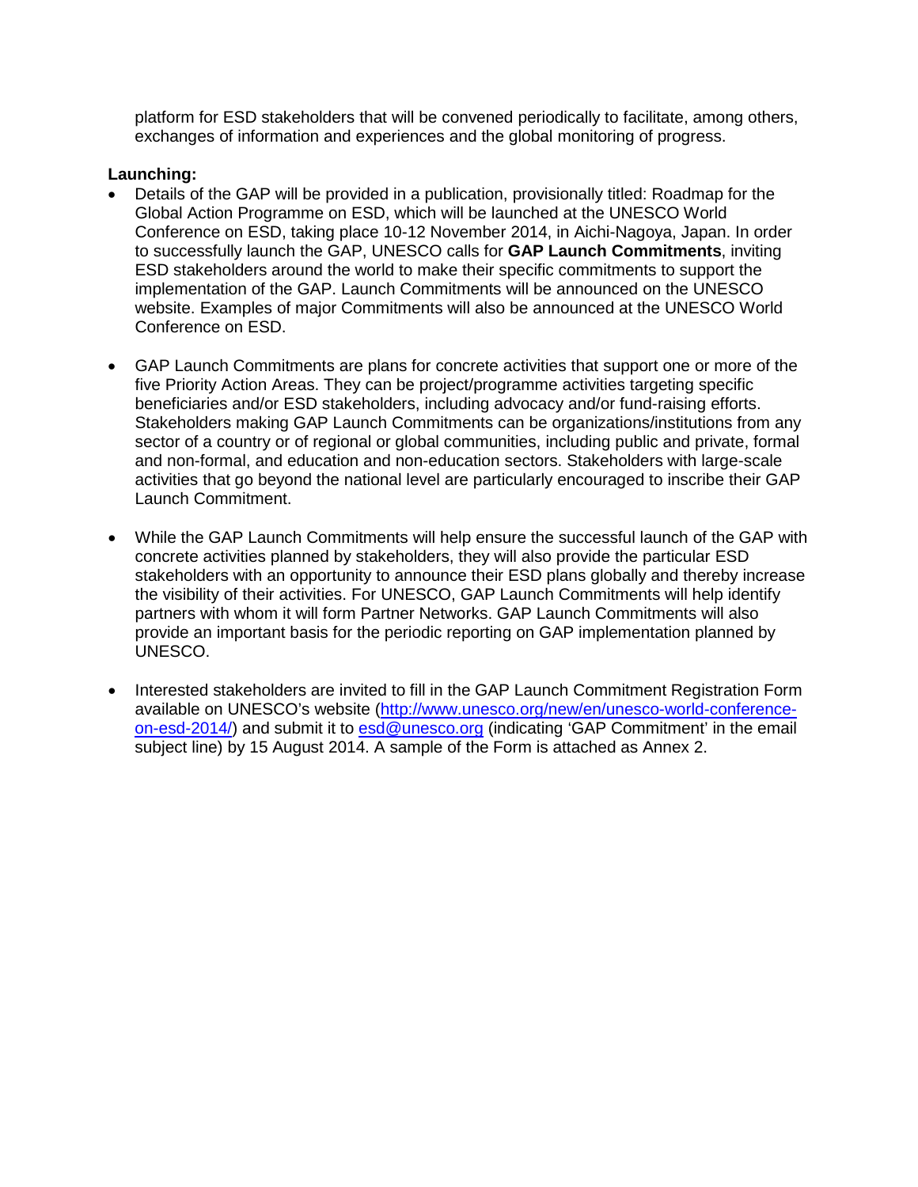platform for ESD stakeholders that will be convened periodically to facilitate, among others, exchanges of information and experiences and the global monitoring of progress.

**Launching:**

- Details of the GAP will be provided in a publication, provisionally titled: Roadmap for the Global Action Programme on ESD, which will be launched at the UNESCO World Conference on ESD, taking place 10-12 November 2014, in Aichi-Nagoya, Japan. In order to successfully launch the GAP, UNESCO calls for **GAP Launch Commitments**, inviting ESD stakeholders around the world to make their specific commitments to support the implementation of the GAP. Launch Commitments will be announced on the UNESCO website. Examples of major Commitments will also be announced at the UNESCO World Conference on ESD.

- GAP Launch Commitments are plans for concrete activities that support one or more of the five Priority Action Areas. They can be project/programme activities targeting specific beneficiaries and/or ESD stakeholders, including advocacy and/or fund-raising efforts. Stakeholders making GAP Launch Commitments can be organizations/institutions from any sector of a country or of regional or global communities, including public and private, formal and non-formal, and education and non-education sectors. Stakeholders with large-scale activities that go beyond the national level are particularly encouraged to inscribe their GAP Launch Commitment.

- While the GAP Launch Commitments will help ensure the successful launch of the GAP with concrete activities planned by stakeholders, they will also provide the particular ESD stakeholders with an opportunity to announce their ESD plans globally and thereby increase the visibility of their activities. For UNESCO, GAP Launch Commitments will help identify partners with whom it will form Partner Networks. GAP Launch Commitments will also provide an important basis for the periodic reporting on GAP implementation planned by UNESCO.

- Interested stakeholders are invited to fill in the GAP Launch Commitment Registration Form available on UNESCO's website (http://www.unesco.org/new/en/unesco-world-conference-on-esd-2014/) and submit it to esd@unesco.org (indicating 'GAP Commitment' in the email subject line) by 15 August 2014. A sample of the Form is attached as Annex 2.